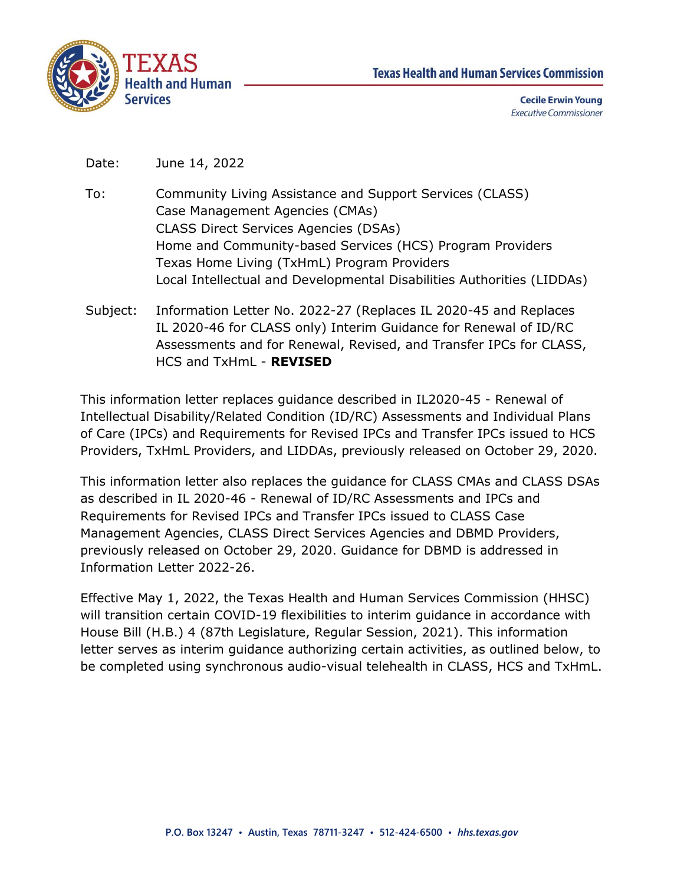TEXAS Health and Human Services

**Texas Health and Human Services Commission**

**Cecile Erwin Young**
*Executive Commissioner*

| | |
|---|---|
| Date: | June 14, 2022 |
| To: | Community Living Assistance and Support Services (CLASS) Case Management Agencies (CMAs)<br>CLASS Direct Services Agencies (DSAs)<br>Home and Community-based Services (HCS) Program Providers<br>Texas Home Living (TxHmL) Program Providers<br>Local Intellectual and Developmental Disabilities Authorities (LIDDAs) |
| Subject: | Information Letter No. 2022-27 (Replaces IL 2020-45 and Replaces IL 2020-46 for CLASS only) Interim Guidance for Renewal of ID/RC Assessments and for Renewal, Revised, and Transfer IPCs for CLASS, HCS and TxHmL - **REVISED** |

This information letter replaces guidance described in IL2020-45 - Renewal of Intellectual Disability/Related Condition (ID/RC) Assessments and Individual Plans of Care (IPCs) and Requirements for Revised IPCs and Transfer IPCs issued to HCS Providers, TxHmL Providers, and LIDDAs, previously released on October 29, 2020.

This information letter also replaces the guidance for CLASS CMAs and CLASS DSAs as described in IL 2020-46 - Renewal of ID/RC Assessments and IPCs and Requirements for Revised IPCs and Transfer IPCs issued to CLASS Case Management Agencies, CLASS Direct Services Agencies and DBMD Providers, previously released on October 29, 2020. Guidance for DBMD is addressed in Information Letter 2022-26.

Effective May 1, 2022, the Texas Health and Human Services Commission (HHSC) will transition certain COVID-19 flexibilities to interim guidance in accordance with House Bill (H.B.) 4 (87th Legislature, Regular Session, 2021). This information letter serves as interim guidance authorizing certain activities, as outlined below, to be completed using synchronous audio-visual telehealth in CLASS, HCS and TxHmL.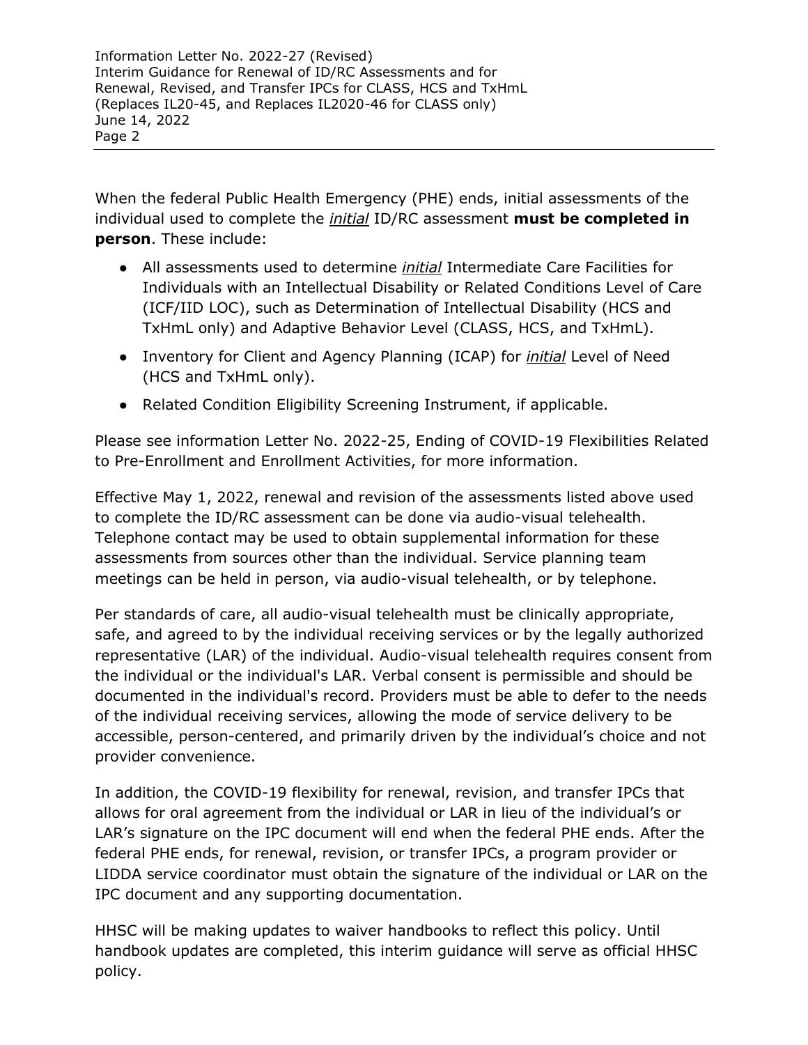When the federal Public Health Emergency (PHE) ends, initial assessments of the individual used to complete the *initial* ID/RC assessment **must be completed in person**. These include:

- All assessments used to determine *initial* Intermediate Care Facilities for Individuals with an Intellectual Disability or Related Conditions Level of Care (ICF/IID LOC), such as Determination of Intellectual Disability (HCS and TxHmL only) and Adaptive Behavior Level (CLASS, HCS, and TxHmL).
- Inventory for Client and Agency Planning (ICAP) for *initial* Level of Need (HCS and TxHmL only).
- Related Condition Eligibility Screening Instrument, if applicable.

Please see information Letter No. 2022-25, Ending of COVID-19 Flexibilities Related to Pre-Enrollment and Enrollment Activities, for more information.

Effective May 1, 2022, renewal and revision of the assessments listed above used to complete the ID/RC assessment can be done via audio-visual telehealth. Telephone contact may be used to obtain supplemental information for these assessments from sources other than the individual. Service planning team meetings can be held in person, via audio-visual telehealth, or by telephone.

Per standards of care, all audio-visual telehealth must be clinically appropriate, safe, and agreed to by the individual receiving services or by the legally authorized representative (LAR) of the individual. Audio-visual telehealth requires consent from the individual or the individual's LAR. Verbal consent is permissible and should be documented in the individual's record. Providers must be able to defer to the needs of the individual receiving services, allowing the mode of service delivery to be accessible, person-centered, and primarily driven by the individual's choice and not provider convenience.

In addition, the COVID-19 flexibility for renewal, revision, and transfer IPCs that allows for oral agreement from the individual or LAR in lieu of the individual's or LAR's signature on the IPC document will end when the federal PHE ends. After the federal PHE ends, for renewal, revision, or transfer IPCs, a program provider or LIDDA service coordinator must obtain the signature of the individual or LAR on the IPC document and any supporting documentation.

HHSC will be making updates to waiver handbooks to reflect this policy. Until handbook updates are completed, this interim guidance will serve as official HHSC policy.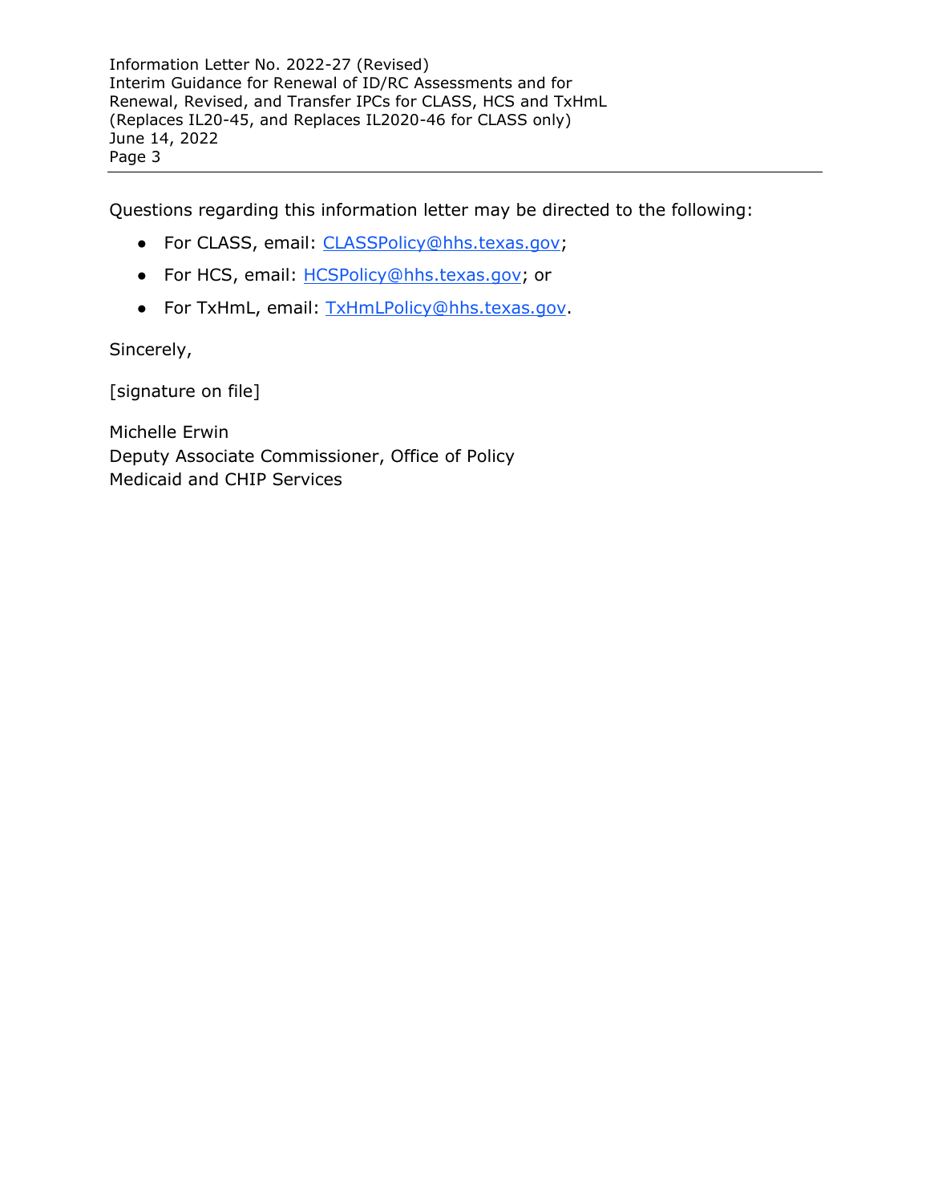Questions regarding this information letter may be directed to the following:

- For CLASS, email: CLASSPolicy@hhs.texas.gov;
- For HCS, email: HCSPolicy@hhs.texas.gov; or
- For TxHmL, email: TxHmLPolicy@hhs.texas.gov.

Sincerely,

[signature on file]

Michelle Erwin
Deputy Associate Commissioner, Office of Policy
Medicaid and CHIP Services